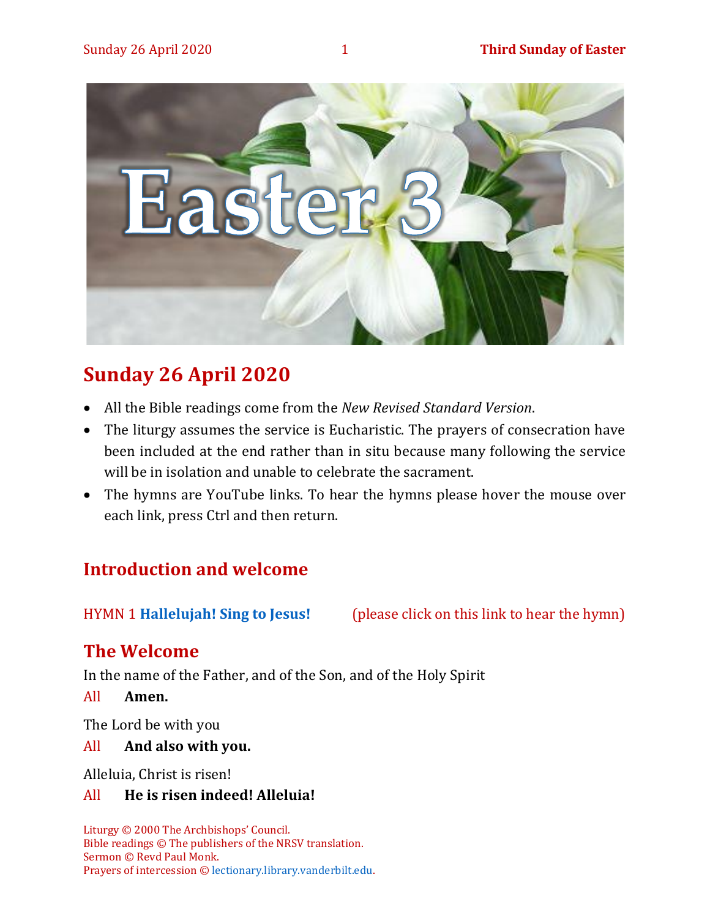# Sunday 26 April 2020

- All the Bible readings come from the *New Revised Standard Version*.
- The liturgy assumes the service is Eucharistic. The prayers of consecration have been included at the end rather than in situ because many following the service will be in isolation and unable to celebrate the sacrament.
- The hymns are YouTube links. To hear the hymns please hover the mouse over each link, press Ctrl and then return.

## Introduction and welcome

HYMN 1 **Hallelujah! Sing to Jesus!** (please click on this link to hear the hymn)

## The Welcome

In the name of the Father, and of the Son, and of the Holy Spirit

All **Amen.**

The Lord be with you

All **And also with you.**

Alleluia, Christ is risen!

All **He is risen indeed! Alleluia!**

Liturgy © 2000 The Archbishops' Council.
Bible readings © The publishers of the NRSV translation.
Sermon © Revd Paul Monk.
Prayers of intercession © lectionary.library.vanderbilt.edu.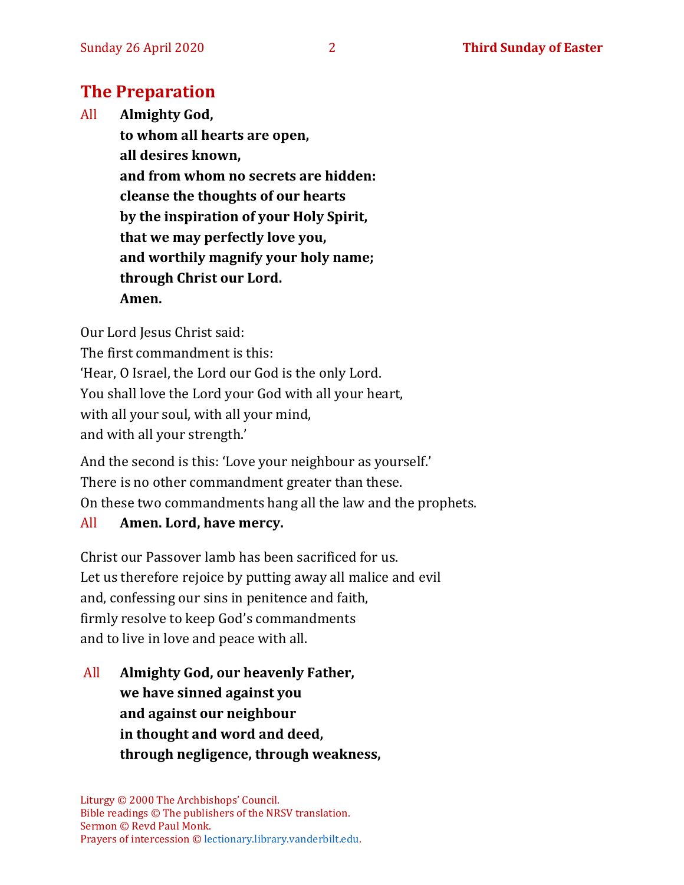## The Preparation

All **Almighty God,**
**to whom all hearts are open,**
**all desires known,**
**and from whom no secrets are hidden:**
**cleanse the thoughts of our hearts**
**by the inspiration of your Holy Spirit,**
**that we may perfectly love you,**
**and worthily magnify your holy name;**
**through Christ our Lord.**
**Amen.**

Our Lord Jesus Christ said:
The first commandment is this:
'Hear, O Israel, the Lord our God is the only Lord.
You shall love the Lord your God with all your heart,
with all your soul, with all your mind,
and with all your strength.'

And the second is this: 'Love your neighbour as yourself.'
There is no other commandment greater than these.
On these two commandments hang all the law and the prophets.

All **Amen. Lord, have mercy.**

Christ our Passover lamb has been sacrificed for us.
Let us therefore rejoice by putting away all malice and evil
and, confessing our sins in penitence and faith,
firmly resolve to keep God's commandments
and to live in love and peace with all.

All **Almighty God, our heavenly Father,**
**we have sinned against you**
**and against our neighbour**
**in thought and word and deed,**
**through negligence, through weakness,**

Liturgy © 2000 The Archbishops' Council.
Bible readings © The publishers of the NRSV translation.
Sermon © Revd Paul Monk.
Prayers of intercession © lectionary.library.vanderbilt.edu.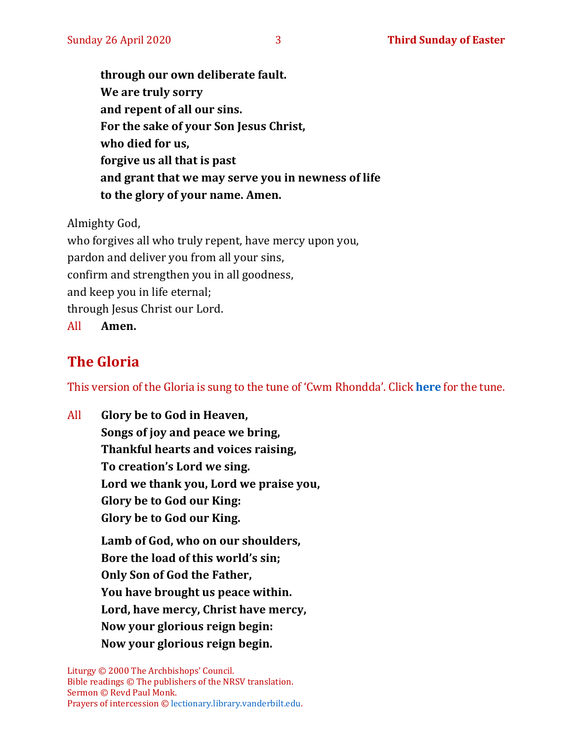**through our own deliberate fault.**
**We are truly sorry**
**and repent of all our sins.**
**For the sake of your Son Jesus Christ,**
**who died for us,**
**forgive us all that is past**
**and grant that we may serve you in newness of life**
**to the glory of your name. Amen.**

Almighty God,
who forgives all who truly repent, have mercy upon you,
pardon and deliver you from all your sins,
confirm and strengthen you in all goodness,
and keep you in life eternal;
through Jesus Christ our Lord.
All **Amen.**

## The Gloria

This version of the Gloria is sung to the tune of 'Cwm Rhondda'. Click **here** for the tune.

All **Glory be to God in Heaven,**
**Songs of joy and peace we bring,**
**Thankful hearts and voices raising,**
**To creation's Lord we sing.**
**Lord we thank you, Lord we praise you,**
**Glory be to God our King:**
**Glory be to God our King.**

**Lamb of God, who on our shoulders,**
**Bore the load of this world's sin;**
**Only Son of God the Father,**
**You have brought us peace within.**
**Lord, have mercy, Christ have mercy,**
**Now your glorious reign begin:**
**Now your glorious reign begin.**

Liturgy © 2000 The Archbishops' Council.
Bible readings © The publishers of the NRSV translation.
Sermon © Revd Paul Monk.
Prayers of intercession © lectionary.library.vanderbilt.edu.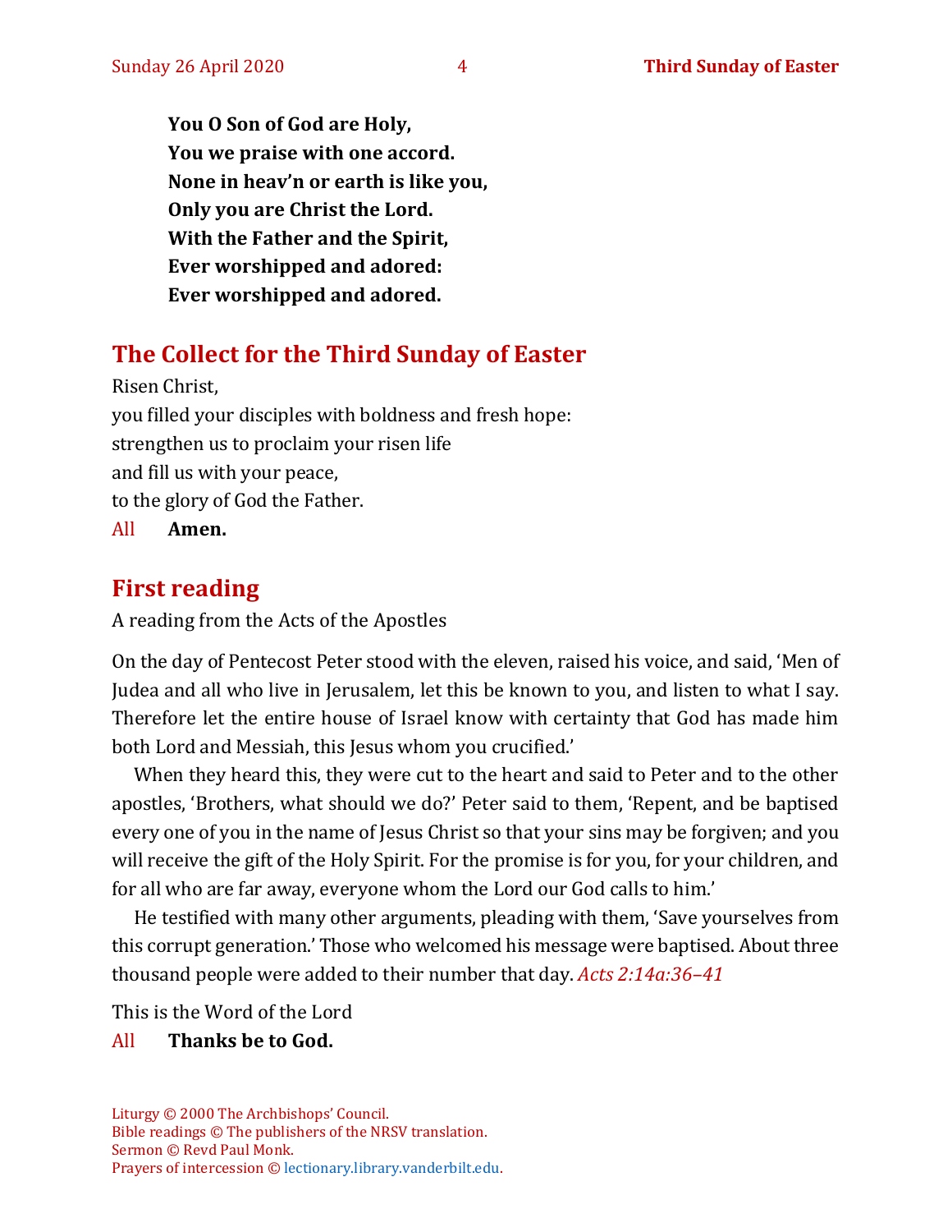**You O Son of God are Holy,**
**You we praise with one accord.**
**None in heav'n or earth is like you,**
**Only you are Christ the Lord.**
**With the Father and the Spirit,**
**Ever worshipped and adored:**
**Ever worshipped and adored.**

## The Collect for the Third Sunday of Easter

Risen Christ,
you filled your disciples with boldness and fresh hope:
strengthen us to proclaim your risen life
and fill us with your peace,
to the glory of God the Father.

All **Amen.**

## First reading

A reading from the Acts of the Apostles

On the day of Pentecost Peter stood with the eleven, raised his voice, and said, 'Men of Judea and all who live in Jerusalem, let this be known to you, and listen to what I say. Therefore let the entire house of Israel know with certainty that God has made him both Lord and Messiah, this Jesus whom you crucified.'

When they heard this, they were cut to the heart and said to Peter and to the other apostles, 'Brothers, what should we do?' Peter said to them, 'Repent, and be baptised every one of you in the name of Jesus Christ so that your sins may be forgiven; and you will receive the gift of the Holy Spirit. For the promise is for you, for your children, and for all who are far away, everyone whom the Lord our God calls to him.'

He testified with many other arguments, pleading with them, 'Save yourselves from this corrupt generation.' Those who welcomed his message were baptised. About three thousand people were added to their number that day. *Acts 2:14a:36–41*

This is the Word of the Lord

All **Thanks be to God.**

Liturgy © 2000 The Archbishops' Council.
Bible readings © The publishers of the NRSV translation.
Sermon © Revd Paul Monk.
Prayers of intercession © lectionary.library.vanderbilt.edu.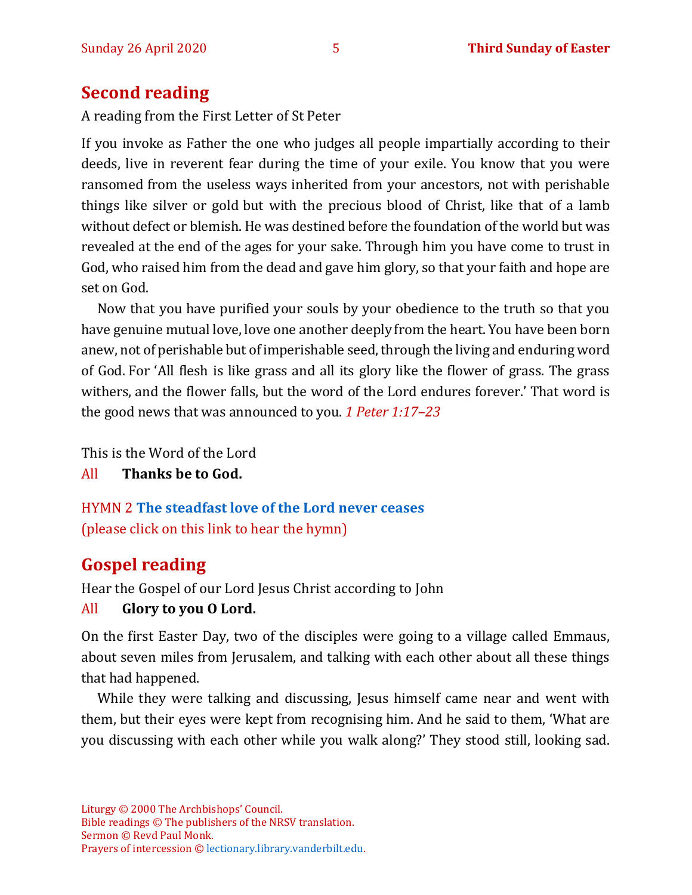## Second reading

A reading from the First Letter of St Peter

If you invoke as Father the one who judges all people impartially according to their deeds, live in reverent fear during the time of your exile. You know that you were ransomed from the useless ways inherited from your ancestors, not with perishable things like silver or gold but with the precious blood of Christ, like that of a lamb without defect or blemish. He was destined before the foundation of the world but was revealed at the end of the ages for your sake. Through him you have come to trust in God, who raised him from the dead and gave him glory, so that your faith and hope are set on God.

Now that you have purified your souls by your obedience to the truth so that you have genuine mutual love, love one another deeply from the heart. You have been born anew, not of perishable but of imperishable seed, through the living and enduring word of God. For 'All flesh is like grass and all its glory like the flower of grass. The grass withers, and the flower falls, but the word of the Lord endures forever.' That word is the good news that was announced to you. *1 Peter 1:17–23*

This is the Word of the Lord

All **Thanks be to God.**

HYMN 2 **The steadfast love of the Lord never ceases**
(please click on this link to hear the hymn)

## Gospel reading

Hear the Gospel of our Lord Jesus Christ according to John

All **Glory to you O Lord.**

On the first Easter Day, two of the disciples were going to a village called Emmaus, about seven miles from Jerusalem, and talking with each other about all these things that had happened.

While they were talking and discussing, Jesus himself came near and went with them, but their eyes were kept from recognising him. And he said to them, 'What are you discussing with each other while you walk along?' They stood still, looking sad.

Liturgy © 2000 The Archbishops' Council.
Bible readings © The publishers of the NRSV translation.
Sermon © Revd Paul Monk.
Prayers of intercession © lectionary.library.vanderbilt.edu.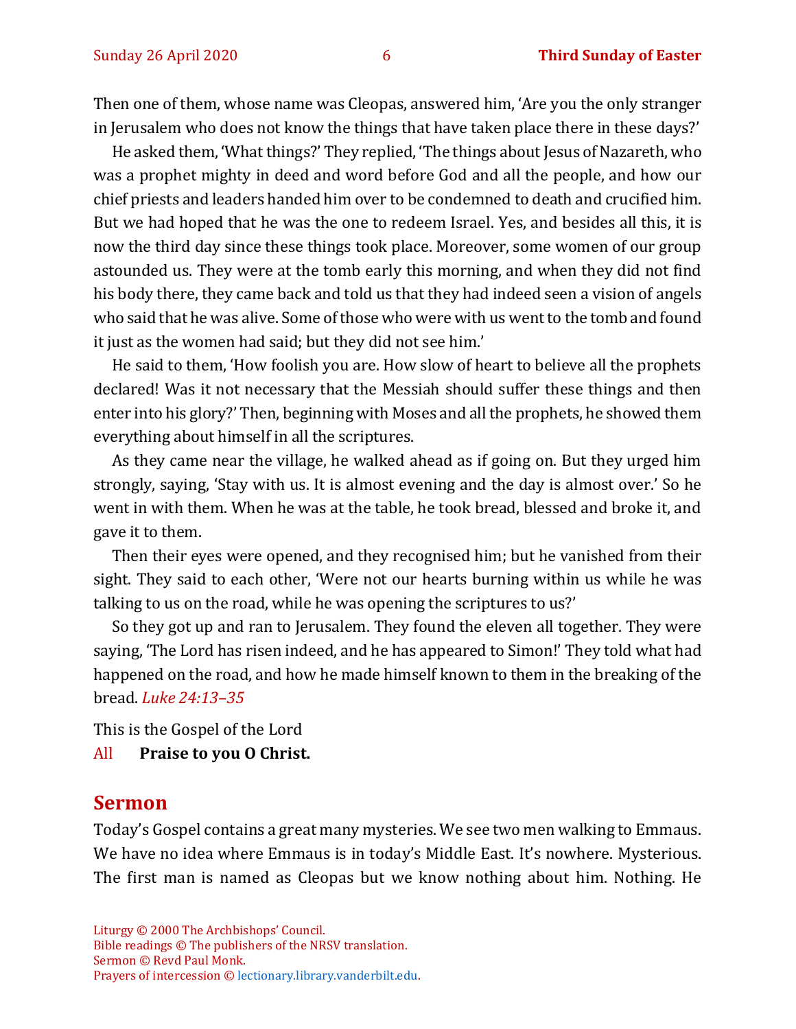Then one of them, whose name was Cleopas, answered him, 'Are you the only stranger in Jerusalem who does not know the things that have taken place there in these days?'

He asked them, 'What things?' They replied, 'The things about Jesus of Nazareth, who was a prophet mighty in deed and word before God and all the people, and how our chief priests and leaders handed him over to be condemned to death and crucified him. But we had hoped that he was the one to redeem Israel. Yes, and besides all this, it is now the third day since these things took place. Moreover, some women of our group astounded us. They were at the tomb early this morning, and when they did not find his body there, they came back and told us that they had indeed seen a vision of angels who said that he was alive. Some of those who were with us went to the tomb and found it just as the women had said; but they did not see him.'

He said to them, 'How foolish you are. How slow of heart to believe all the prophets declared! Was it not necessary that the Messiah should suffer these things and then enter into his glory?' Then, beginning with Moses and all the prophets, he showed them everything about himself in all the scriptures.

As they came near the village, he walked ahead as if going on. But they urged him strongly, saying, 'Stay with us. It is almost evening and the day is almost over.' So he went in with them. When he was at the table, he took bread, blessed and broke it, and gave it to them.

Then their eyes were opened, and they recognised him; but he vanished from their sight. They said to each other, 'Were not our hearts burning within us while he was talking to us on the road, while he was opening the scriptures to us?'

So they got up and ran to Jerusalem. They found the eleven all together. They were saying, 'The Lord has risen indeed, and he has appeared to Simon!' They told what had happened on the road, and how he made himself known to them in the breaking of the bread. *Luke 24:13–35*

This is the Gospel of the Lord

All **Praise to you O Christ.**

## Sermon

Today's Gospel contains a great many mysteries. We see two men walking to Emmaus. We have no idea where Emmaus is in today's Middle East. It's nowhere. Mysterious. The first man is named as Cleopas but we know nothing about him. Nothing. He

Liturgy © 2000 The Archbishops' Council.
Bible readings © The publishers of the NRSV translation.
Sermon © Revd Paul Monk.
Prayers of intercession © lectionary.library.vanderbilt.edu.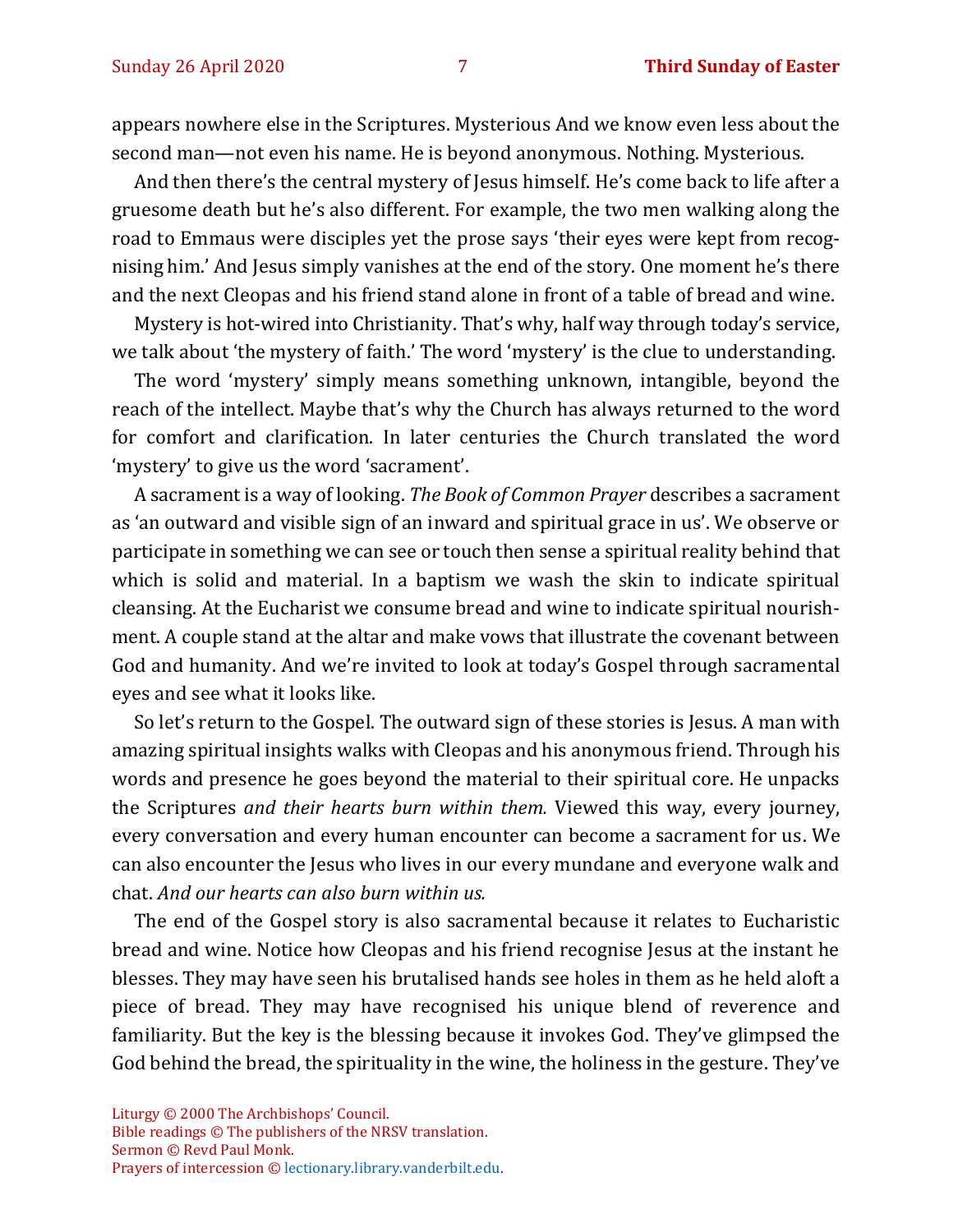appears nowhere else in the Scriptures. Mysterious And we know even less about the second man—not even his name. He is beyond anonymous. Nothing. Mysterious.

And then there's the central mystery of Jesus himself. He's come back to life after a gruesome death but he's also different. For example, the two men walking along the road to Emmaus were disciples yet the prose says 'their eyes were kept from recognising him.' And Jesus simply vanishes at the end of the story. One moment he's there and the next Cleopas and his friend stand alone in front of a table of bread and wine.

Mystery is hot-wired into Christianity. That's why, half way through today's service, we talk about 'the mystery of faith.' The word 'mystery' is the clue to understanding.

The word 'mystery' simply means something unknown, intangible, beyond the reach of the intellect. Maybe that's why the Church has always returned to the word for comfort and clarification. In later centuries the Church translated the word 'mystery' to give us the word 'sacrament'.

A sacrament is a way of looking. *The Book of Common Prayer* describes a sacrament as 'an outward and visible sign of an inward and spiritual grace in us'. We observe or participate in something we can see or touch then sense a spiritual reality behind that which is solid and material. In a baptism we wash the skin to indicate spiritual cleansing. At the Eucharist we consume bread and wine to indicate spiritual nourishment. A couple stand at the altar and make vows that illustrate the covenant between God and humanity. And we're invited to look at today's Gospel through sacramental eyes and see what it looks like.

So let's return to the Gospel. The outward sign of these stories is Jesus. A man with amazing spiritual insights walks with Cleopas and his anonymous friend. Through his words and presence he goes beyond the material to their spiritual core. He unpacks the Scriptures *and their hearts burn within them.* Viewed this way, every journey, every conversation and every human encounter can become a sacrament for us. We can also encounter the Jesus who lives in our every mundane and everyone walk and chat. *And our hearts can also burn within us.*

The end of the Gospel story is also sacramental because it relates to Eucharistic bread and wine. Notice how Cleopas and his friend recognise Jesus at the instant he blesses. They may have seen his brutalised hands see holes in them as he held aloft a piece of bread. They may have recognised his unique blend of reverence and familiarity. But the key is the blessing because it invokes God. They've glimpsed the God behind the bread, the spirituality in the wine, the holiness in the gesture. They've

Liturgy © 2000 The Archbishops' Council.
Bible readings © The publishers of the NRSV translation.
Sermon © Revd Paul Monk.
Prayers of intercession © lectionary.library.vanderbilt.edu.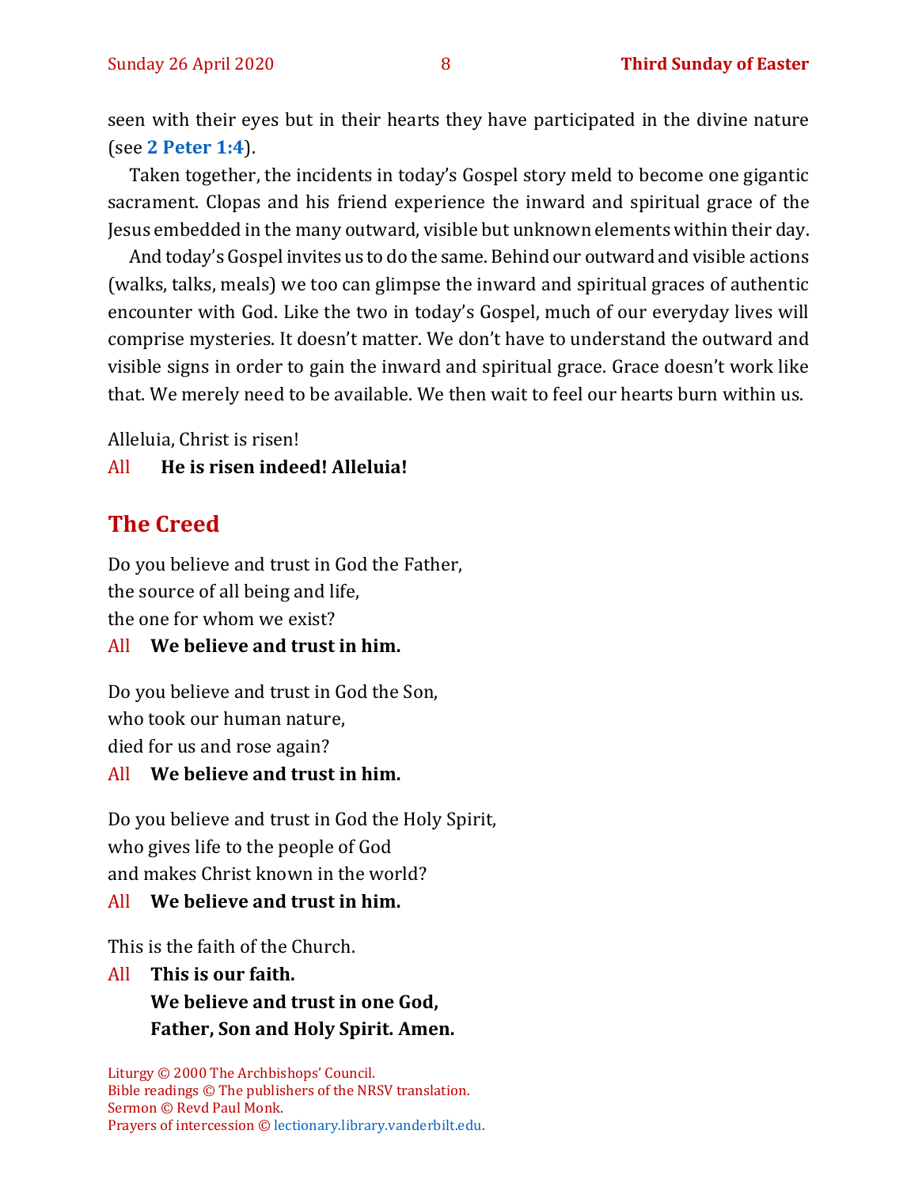seen with their eyes but in their hearts they have participated in the divine nature (see **2 Peter 1:4**).

Taken together, the incidents in today's Gospel story meld to become one gigantic sacrament. Clopas and his friend experience the inward and spiritual grace of the Jesus embedded in the many outward, visible but unknown elements within their day.

And today's Gospel invites us to do the same. Behind our outward and visible actions (walks, talks, meals) we too can glimpse the inward and spiritual graces of authentic encounter with God. Like the two in today's Gospel, much of our everyday lives will comprise mysteries. It doesn't matter. We don't have to understand the outward and visible signs in order to gain the inward and spiritual grace. Grace doesn't work like that. We merely need to be available. We then wait to feel our hearts burn within us.

Alleluia, Christ is risen!

All **He is risen indeed! Alleluia!**

## The Creed

Do you believe and trust in God the Father,
the source of all being and life,
the one for whom we exist?

All **We believe and trust in him.**

Do you believe and trust in God the Son,
who took our human nature,
died for us and rose again?

All **We believe and trust in him.**

Do you believe and trust in God the Holy Spirit,
who gives life to the people of God
and makes Christ known in the world?

All **We believe and trust in him.**

This is the faith of the Church.

All **This is our faith.**
**We believe and trust in one God,**
**Father, Son and Holy Spirit. Amen.**

Liturgy © 2000 The Archbishops' Council.
Bible readings © The publishers of the NRSV translation.
Sermon © Revd Paul Monk.
Prayers of intercession © lectionary.library.vanderbilt.edu.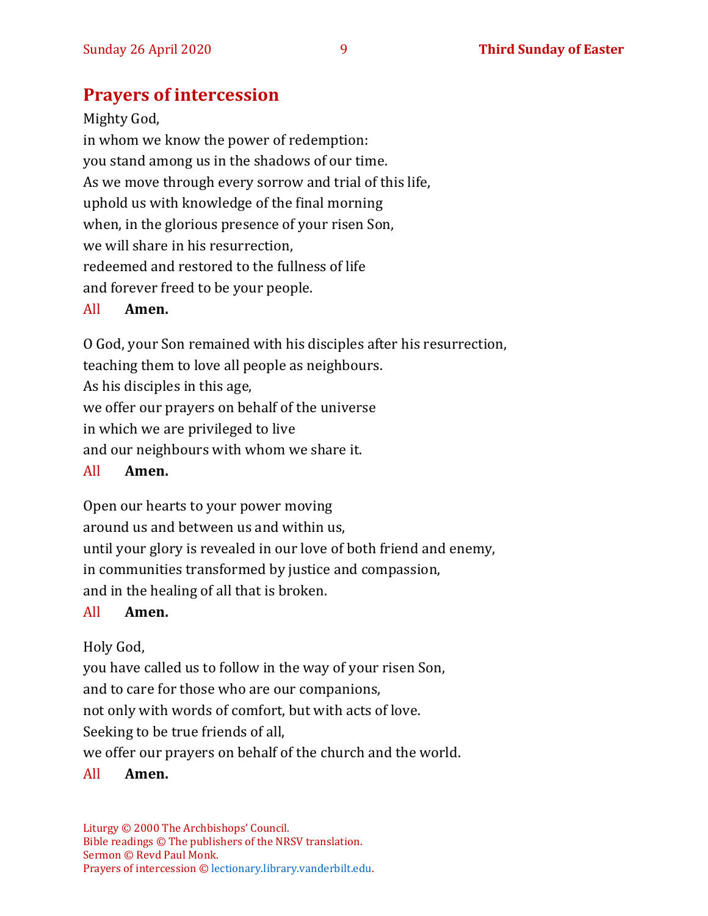## Prayers of intercession

Mighty God,
in whom we know the power of redemption:
you stand among us in the shadows of our time.
As we move through every sorrow and trial of this life,
uphold us with knowledge of the final morning
when, in the glorious presence of your risen Son,
we will share in his resurrection,
redeemed and restored to the fullness of life
and forever freed to be your people.

All **Amen.**

O God, your Son remained with his disciples after his resurrection,
teaching them to love all people as neighbours.
As his disciples in this age,
we offer our prayers on behalf of the universe
in which we are privileged to live
and our neighbours with whom we share it.

All **Amen.**

Open our hearts to your power moving
around us and between us and within us,
until your glory is revealed in our love of both friend and enemy,
in communities transformed by justice and compassion,
and in the healing of all that is broken.

All **Amen.**

Holy God,
you have called us to follow in the way of your risen Son,
and to care for those who are our companions,
not only with words of comfort, but with acts of love.
Seeking to be true friends of all,
we offer our prayers on behalf of the church and the world.

All **Amen.**

Liturgy © 2000 The Archbishops' Council.
Bible readings © The publishers of the NRSV translation.
Sermon © Revd Paul Monk.
Prayers of intercession © lectionary.library.vanderbilt.edu.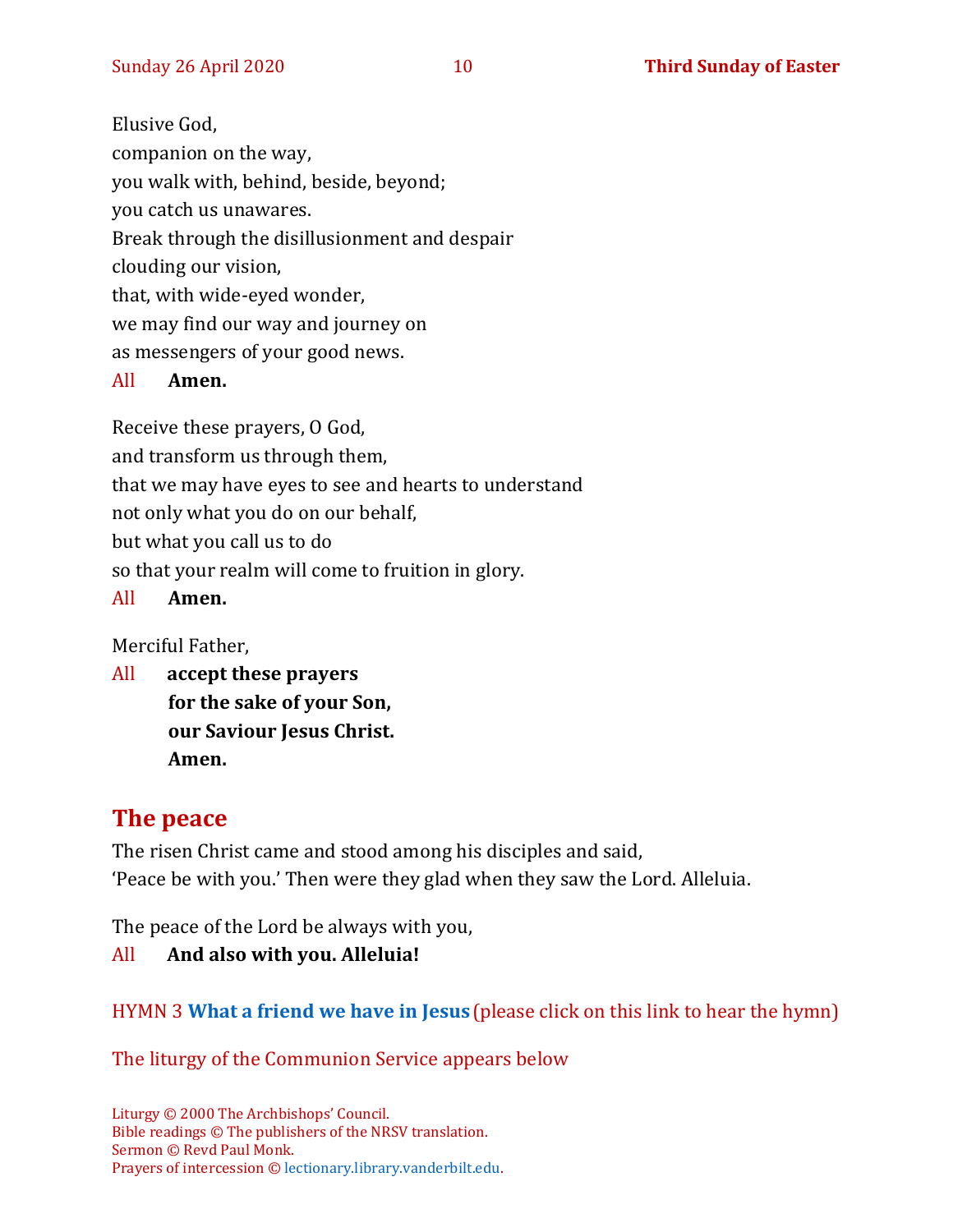Elusive God,
companion on the way,
you walk with, behind, beside, beyond;
you catch us unawares.
Break through the disillusionment and despair
clouding our vision,
that, with wide-eyed wonder,
we may find our way and journey on
as messengers of your good news.

All **Amen.**

Receive these prayers, O God,
and transform us through them,
that we may have eyes to see and hearts to understand
not only what you do on our behalf,
but what you call us to do
so that your realm will come to fruition in glory.

All **Amen.**

Merciful Father,

All **accept these prayers**
**for the sake of your Son,**
**our Saviour Jesus Christ.**
**Amen.**

## The peace

The risen Christ came and stood among his disciples and said,
'Peace be with you.' Then were they glad when they saw the Lord. Alleluia.

The peace of the Lord be always with you,

All **And also with you. Alleluia!**

HYMN 3 **What a friend we have in Jesus** (please click on this link to hear the hymn)

The liturgy of the Communion Service appears below

Liturgy © 2000 The Archbishops' Council.
Bible readings © The publishers of the NRSV translation.
Sermon © Revd Paul Monk.
Prayers of intercession © lectionary.library.vanderbilt.edu.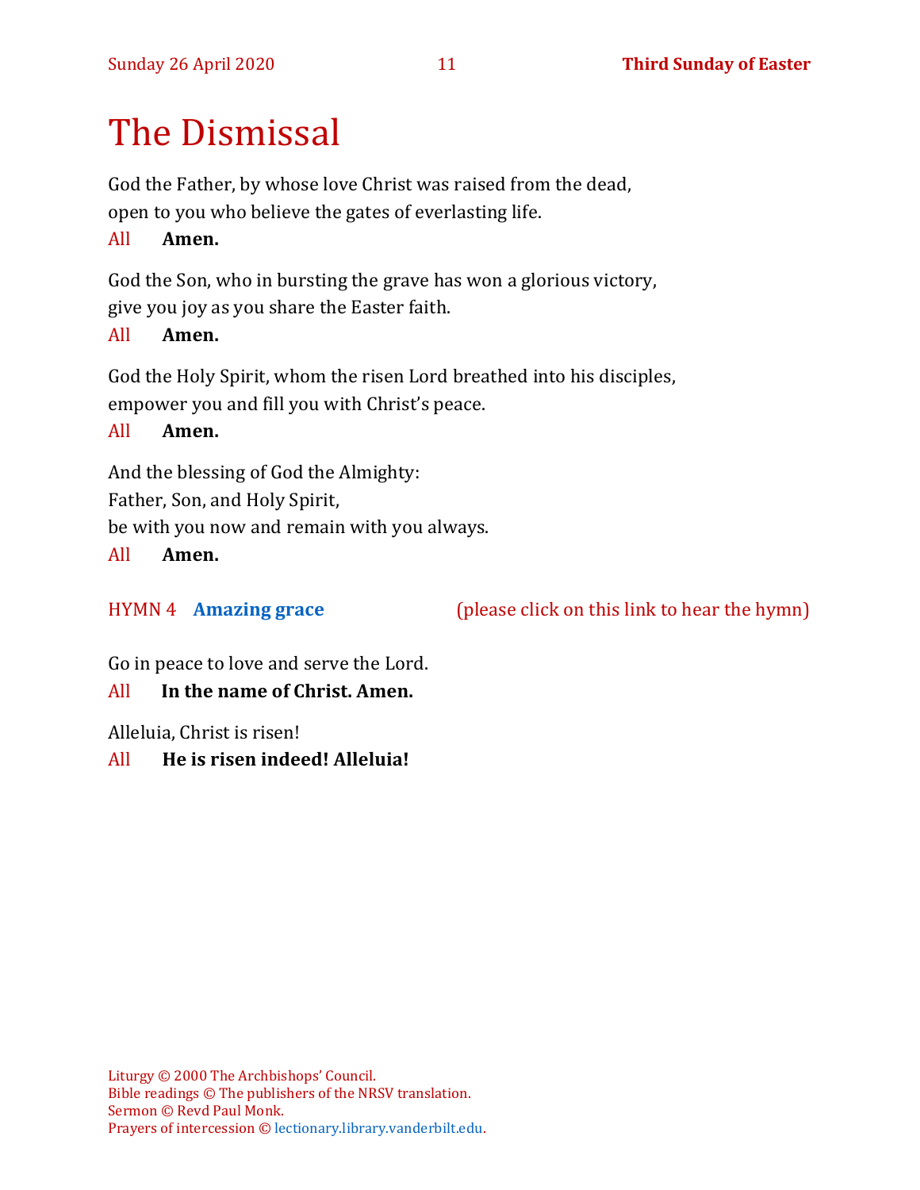# The Dismissal

God the Father, by whose love Christ was raised from the dead,
open to you who believe the gates of everlasting life.

All **Amen.**

God the Son, who in bursting the grave has won a glorious victory,
give you joy as you share the Easter faith.

All **Amen.**

God the Holy Spirit, whom the risen Lord breathed into his disciples,
empower you and fill you with Christ's peace.

All **Amen.**

And the blessing of God the Almighty:
Father, Son, and Holy Spirit,
be with you now and remain with you always.

All **Amen.**

HYMN 4 **Amazing grace** (please click on this link to hear the hymn)

Go in peace to love and serve the Lord.

All **In the name of Christ. Amen.**

Alleluia, Christ is risen!

All **He is risen indeed! Alleluia!**

Liturgy © 2000 The Archbishops' Council.
Bible readings © The publishers of the NRSV translation.
Sermon © Revd Paul Monk.
Prayers of intercession © lectionary.library.vanderbilt.edu.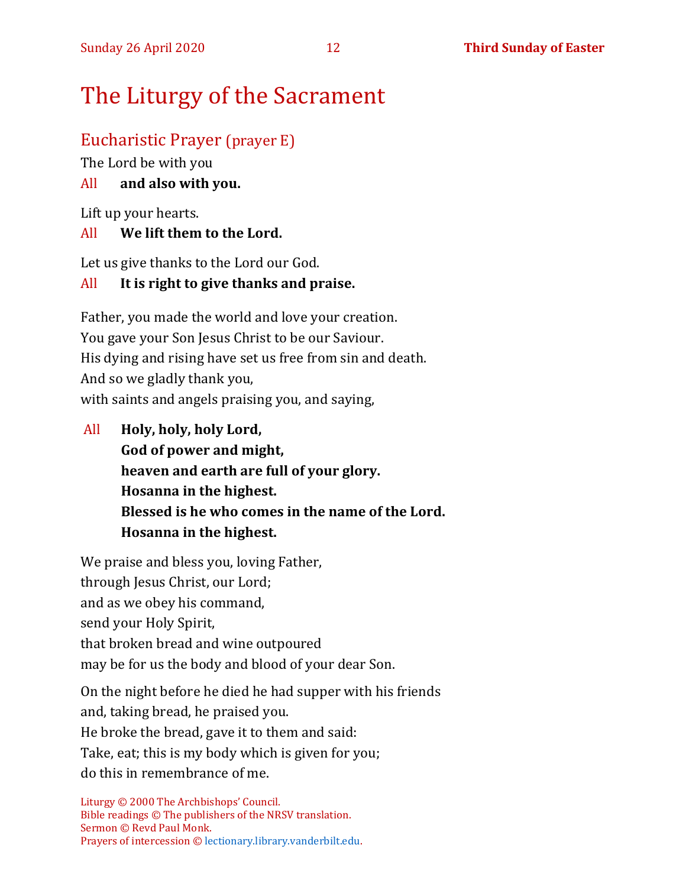# The Liturgy of the Sacrament

## Eucharistic Prayer (prayer E)

The Lord be with you

All **and also with you.**

Lift up your hearts.

All **We lift them to the Lord.**

Let us give thanks to the Lord our God.

All **It is right to give thanks and praise.**

Father, you made the world and love your creation.
You gave your Son Jesus Christ to be our Saviour.
His dying and rising have set us free from sin and death.
And so we gladly thank you,
with saints and angels praising you, and saying,

All **Holy, holy, holy Lord,**
**God of power and might,**
**heaven and earth are full of your glory.**
**Hosanna in the highest.**
**Blessed is he who comes in the name of the Lord.**
**Hosanna in the highest.**

We praise and bless you, loving Father,
through Jesus Christ, our Lord;
and as we obey his command,
send your Holy Spirit,
that broken bread and wine outpoured
may be for us the body and blood of your dear Son.

On the night before he died he had supper with his friends
and, taking bread, he praised you.
He broke the bread, gave it to them and said:
Take, eat; this is my body which is given for you;
do this in remembrance of me.

Liturgy © 2000 The Archbishops' Council.
Bible readings © The publishers of the NRSV translation.
Sermon © Revd Paul Monk.
Prayers of intercession © lectionary.library.vanderbilt.edu.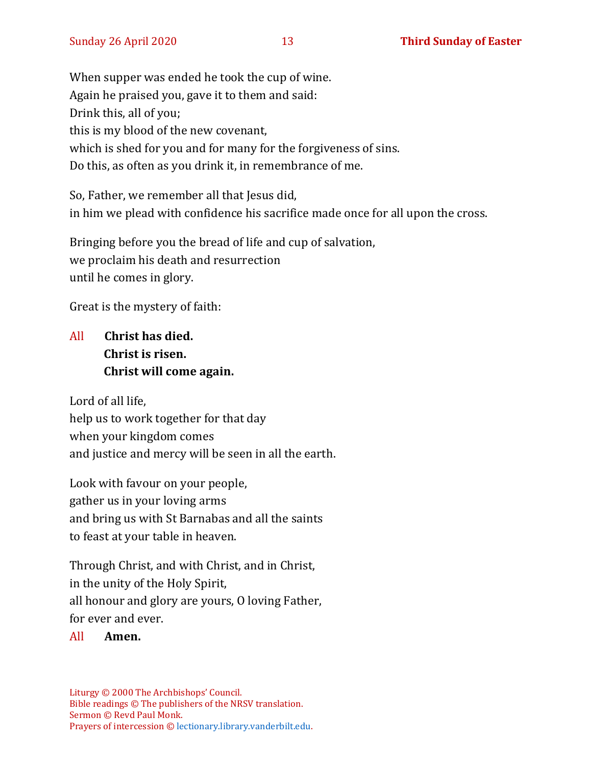When supper was ended he took the cup of wine.  
Again he praised you, gave it to them and said:  
Drink this, all of you;  
this is my blood of the new covenant,  
which is shed for you and for many for the forgiveness of sins.  
Do this, as often as you drink it, in remembrance of me.

So, Father, we remember all that Jesus did,  
in him we plead with confidence his sacrifice made once for all upon the cross.

Bringing before you the bread of life and cup of salvation,  
we proclaim his death and resurrection  
until he comes in glory.

Great is the mystery of faith:

All **Christ has died.**  
**Christ is risen.**  
**Christ will come again.**

Lord of all life,  
help us to work together for that day  
when your kingdom comes  
and justice and mercy will be seen in all the earth.

Look with favour on your people,  
gather us in your loving arms  
and bring us with St Barnabas and all the saints  
to feast at your table in heaven.

Through Christ, and with Christ, and in Christ,  
in the unity of the Holy Spirit,  
all honour and glory are yours, O loving Father,  
for ever and ever.

All **Amen.**

Liturgy © 2000 The Archbishops' Council.  
Bible readings © The publishers of the NRSV translation.  
Sermon © Revd Paul Monk.  
Prayers of intercession © lectionary.library.vanderbilt.edu.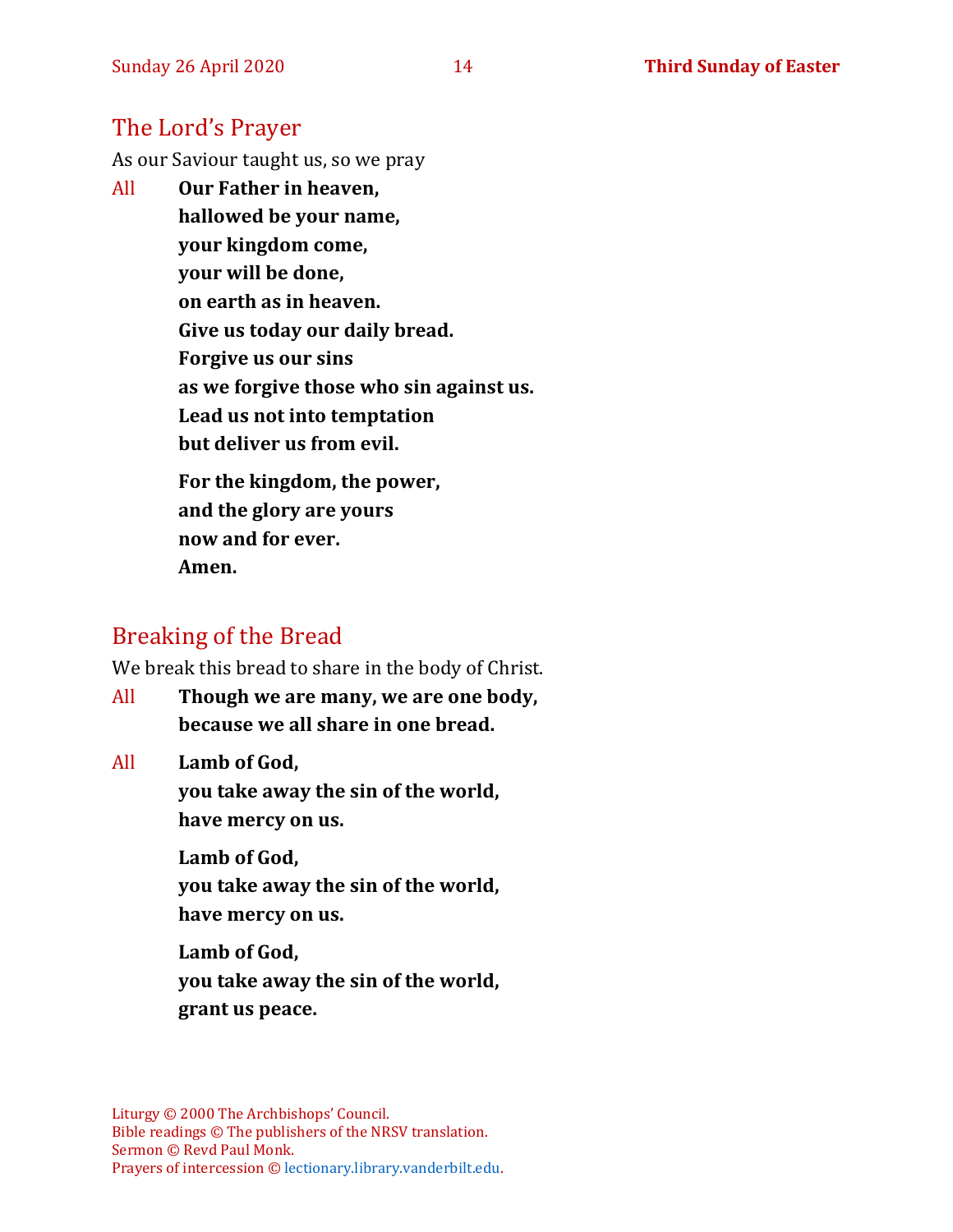## The Lord's Prayer

As our Saviour taught us, so we pray

All **Our Father in heaven,**
**hallowed be your name,**
**your kingdom come,**
**your will be done,**
**on earth as in heaven.**
**Give us today our daily bread.**
**Forgive us our sins**
**as we forgive those who sin against us.**
**Lead us not into temptation**
**but deliver us from evil.**

**For the kingdom, the power,**
**and the glory are yours**
**now and for ever.**
**Amen.**

## Breaking of the Bread

We break this bread to share in the body of Christ.

All **Though we are many, we are one body,**
**because we all share in one bread.**

All **Lamb of God,**
**you take away the sin of the world,**
**have mercy on us.**

**Lamb of God,**
**you take away the sin of the world,**
**have mercy on us.**

**Lamb of God,**
**you take away the sin of the world,**
**grant us peace.**

Liturgy © 2000 The Archbishops' Council.
Bible readings © The publishers of the NRSV translation.
Sermon © Revd Paul Monk.
Prayers of intercession © lectionary.library.vanderbilt.edu.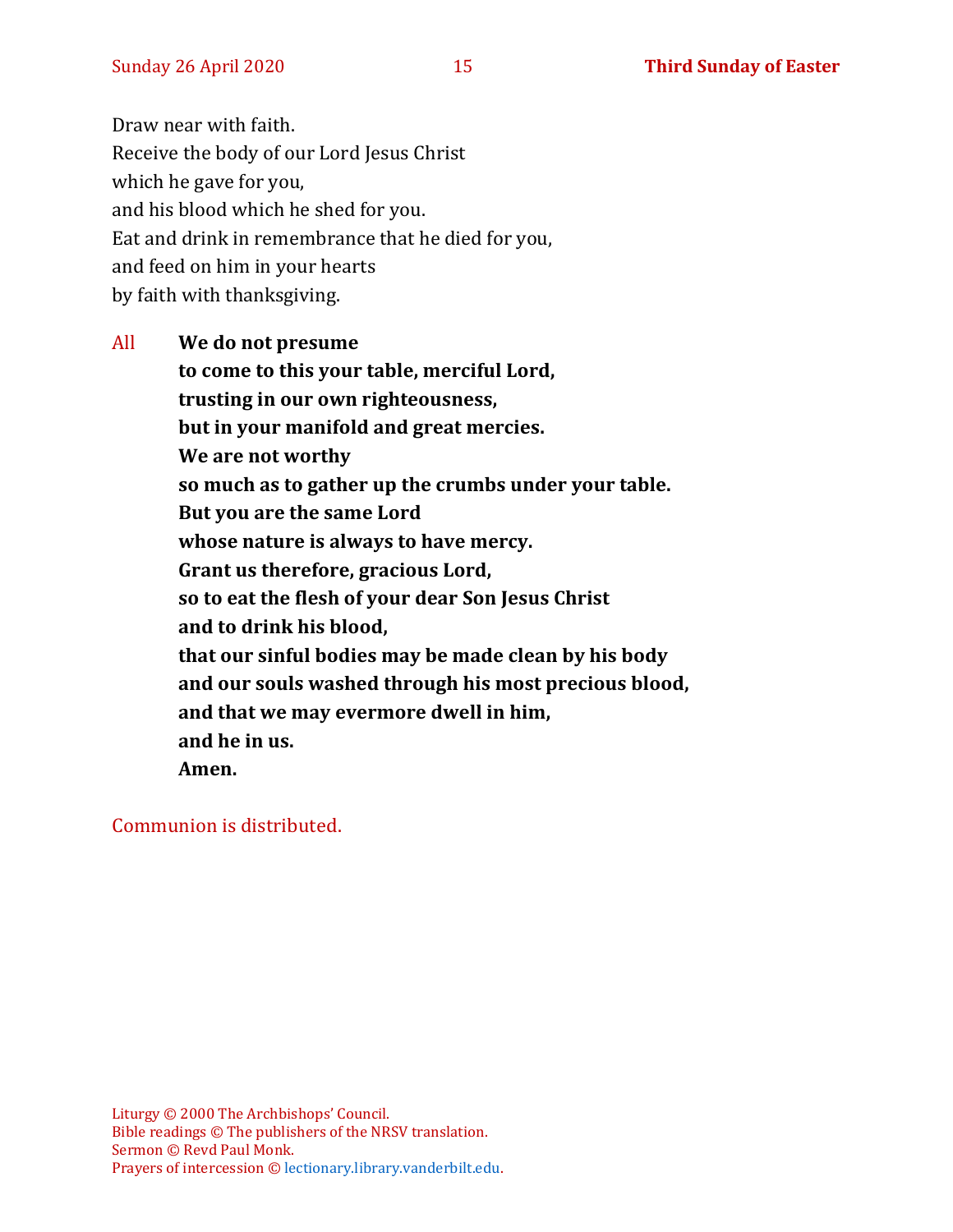Draw near with faith.  
Receive the body of our Lord Jesus Christ  
which he gave for you,  
and his blood which he shed for you.  
Eat and drink in remembrance that he died for you,  
and feed on him in your hearts  
by faith with thanksgiving.

All **We do not presume**  
**to come to this your table, merciful Lord,**  
**trusting in our own righteousness,**  
**but in your manifold and great mercies.**  
**We are not worthy**  
**so much as to gather up the crumbs under your table.**  
**But you are the same Lord**  
**whose nature is always to have mercy.**  
**Grant us therefore, gracious Lord,**  
**so to eat the flesh of your dear Son Jesus Christ**  
**and to drink his blood,**  
**that our sinful bodies may be made clean by his body**  
**and our souls washed through his most precious blood,**  
**and that we may evermore dwell in him,**  
**and he in us.**  
**Amen.**

Communion is distributed.

Liturgy © 2000 The Archbishops' Council.  
Bible readings © The publishers of the NRSV translation.  
Sermon © Revd Paul Monk.  
Prayers of intercession © lectionary.library.vanderbilt.edu.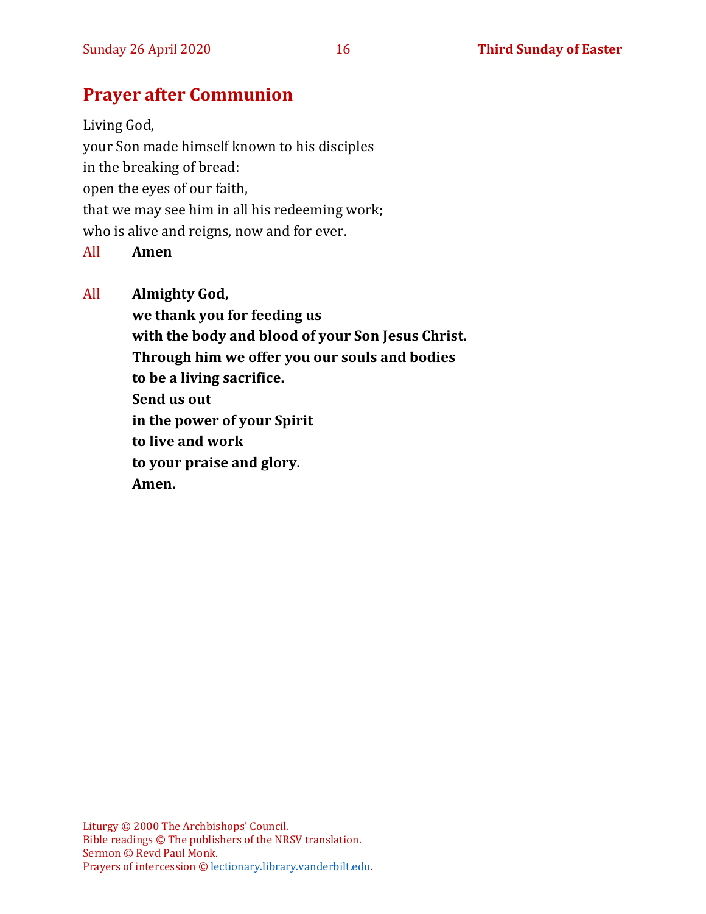## Prayer after Communion

Living God,
your Son made himself known to his disciples
in the breaking of bread:
open the eyes of our faith,
that we may see him in all his redeeming work;
who is alive and reigns, now and for ever.

All **Amen**

All **Almighty God,**
**we thank you for feeding us**
**with the body and blood of your Son Jesus Christ.**
**Through him we offer you our souls and bodies**
**to be a living sacrifice.**
**Send us out**
**in the power of your Spirit**
**to live and work**
**to your praise and glory.**
**Amen.**

Liturgy © 2000 The Archbishops' Council.
Bible readings © The publishers of the NRSV translation.
Sermon © Revd Paul Monk.
Prayers of intercession © lectionary.library.vanderbilt.edu.